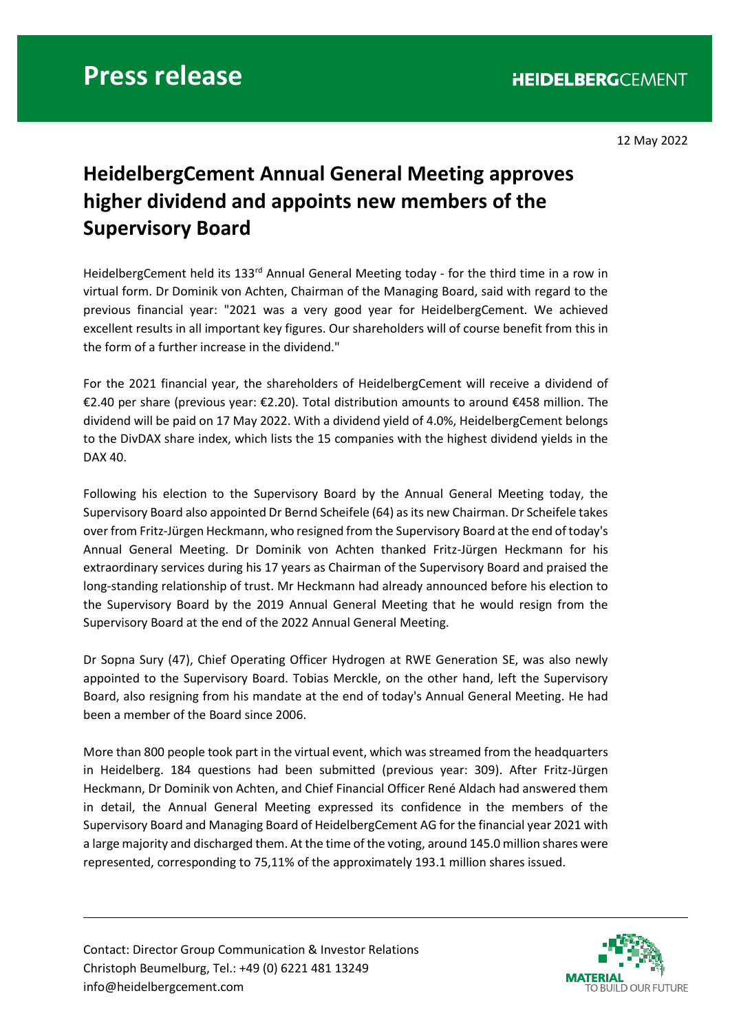# Press release

HEIDELBERGCEMENT

12 May 2022

## HeidelbergCement Annual General Meeting approves higher dividend and appoints new members of the Supervisory Board

HeidelbergCement held its 133rd Annual General Meeting today - for the third time in a row in virtual form. Dr Dominik von Achten, Chairman of the Managing Board, said with regard to the previous financial year: "2021 was a very good year for HeidelbergCement. We achieved excellent results in all important key figures. Our shareholders will of course benefit from this in the form of a further increase in the dividend."

For the 2021 financial year, the shareholders of HeidelbergCement will receive a dividend of €2.40 per share (previous year: €2.20). Total distribution amounts to around €458 million. The dividend will be paid on 17 May 2022. With a dividend yield of 4.0%, HeidelbergCement belongs to the DivDAX share index, which lists the 15 companies with the highest dividend yields in the DAX 40.

Following his election to the Supervisory Board by the Annual General Meeting today, the Supervisory Board also appointed Dr Bernd Scheifele (64) as its new Chairman. Dr Scheifele takes over from Fritz-Jürgen Heckmann, who resigned from the Supervisory Board at the end of today's Annual General Meeting. Dr Dominik von Achten thanked Fritz-Jürgen Heckmann for his extraordinary services during his 17 years as Chairman of the Supervisory Board and praised the long-standing relationship of trust. Mr Heckmann had already announced before his election to the Supervisory Board by the 2019 Annual General Meeting that he would resign from the Supervisory Board at the end of the 2022 Annual General Meeting.

Dr Sopna Sury (47), Chief Operating Officer Hydrogen at RWE Generation SE, was also newly appointed to the Supervisory Board. Tobias Merckle, on the other hand, left the Supervisory Board, also resigning from his mandate at the end of today's Annual General Meeting. He had been a member of the Board since 2006.

More than 800 people took part in the virtual event, which was streamed from the headquarters in Heidelberg. 184 questions had been submitted (previous year: 309). After Fritz-Jürgen Heckmann, Dr Dominik von Achten, and Chief Financial Officer René Aldach had answered them in detail, the Annual General Meeting expressed its confidence in the members of the Supervisory Board and Managing Board of HeidelbergCement AG for the financial year 2021 with a large majority and discharged them. At the time of the voting, around 145.0 million shares were represented, corresponding to 75,11% of the approximately 193.1 million shares issued.

---

Contact: Director Group Communication & Investor Relations
Christoph Beumelburg, Tel.: +49 (0) 6221 481 13249
info@heidelbergcement.com

MATERIAL TO BUILD OUR FUTURE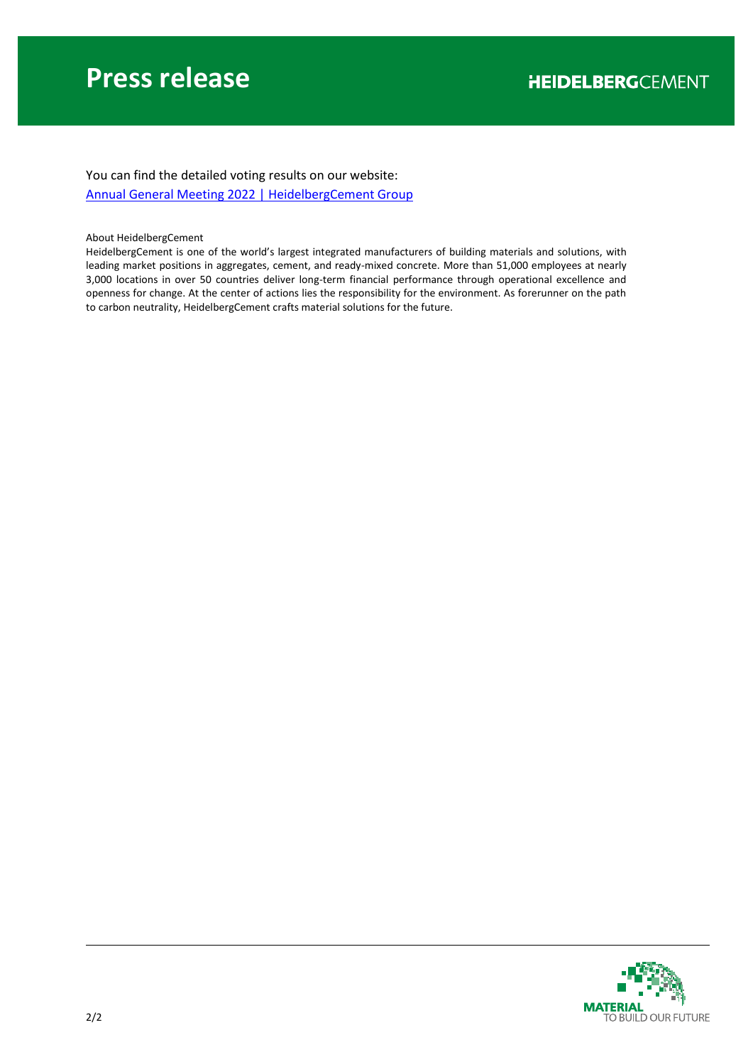You can find the detailed voting results on our website:
[Annual General Meeting 2022 | HeidelbergCement Group]

About HeidelbergCement

HeidelbergCement is one of the world's largest integrated manufacturers of building materials and solutions, with leading market positions in aggregates, cement, and ready-mixed concrete. More than 51,000 employees at nearly 3,000 locations in over 50 countries deliver long-term financial performance through operational excellence and openness for change. At the center of actions lies the responsibility for the environment. As forerunner on the path to carbon neutrality, HeidelbergCement crafts material solutions for the future.